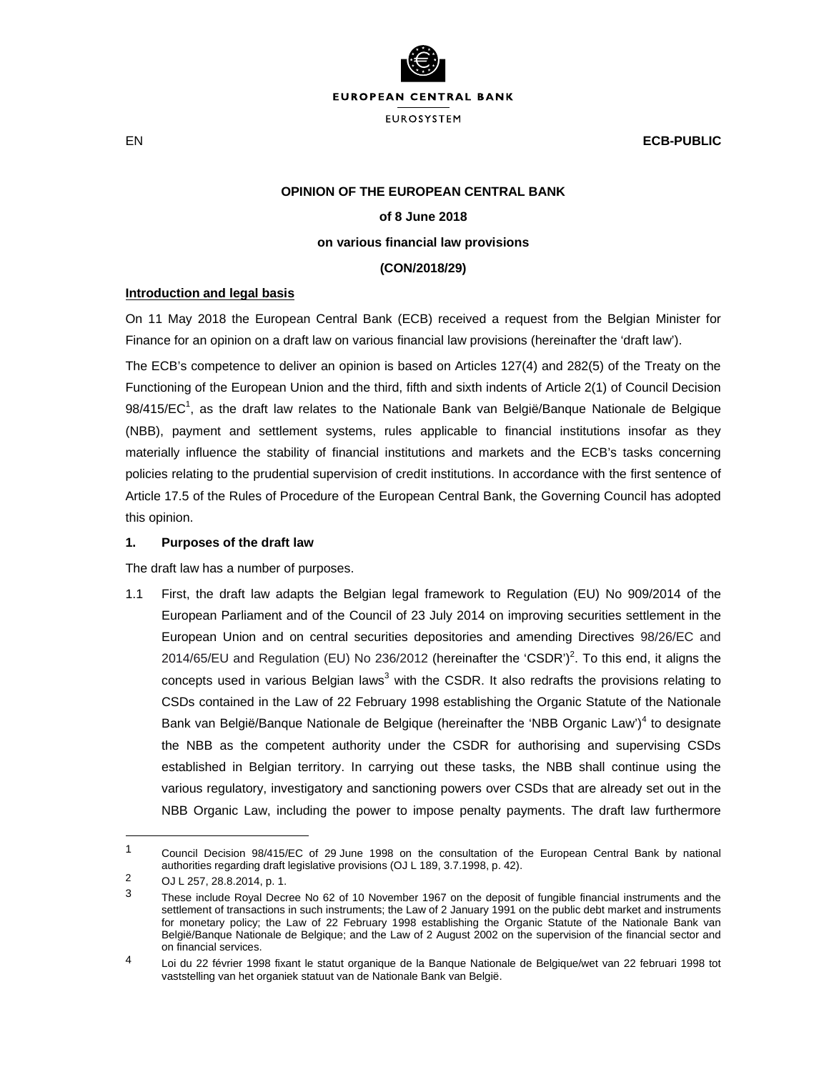EUROPEAN CENTRAL BANK

EUROSYSTEM

EN **ECB-PUBLIC**

**OPINION OF THE EUROPEAN CENTRAL BANK**

**of 8 June 2018**

**on various financial law provisions**

**(CON/2018/29)**

**Introduction and legal basis**

On 11 May 2018 the European Central Bank (ECB) received a request from the Belgian Minister for Finance for an opinion on a draft law on various financial law provisions (hereinafter the 'draft law').

The ECB's competence to deliver an opinion is based on Articles 127(4) and 282(5) of the Treaty on the Functioning of the European Union and the third, fifth and sixth indents of Article 2(1) of Council Decision 98/415/EC[1], as the draft law relates to the Nationale Bank van België/Banque Nationale de Belgique (NBB), payment and settlement systems, rules applicable to financial institutions insofar as they materially influence the stability of financial institutions and markets and the ECB's tasks concerning policies relating to the prudential supervision of credit institutions. In accordance with the first sentence of Article 17.5 of the Rules of Procedure of the European Central Bank, the Governing Council has adopted this opinion.

## 1. Purposes of the draft law

The draft law has a number of purposes.

1.1 First, the draft law adapts the Belgian legal framework to Regulation (EU) No 909/2014 of the European Parliament and of the Council of 23 July 2014 on improving securities settlement in the European Union and on central securities depositories and amending Directives 98/26/EC and 2014/65/EU and Regulation (EU) No 236/2012 (hereinafter the 'CSDR')[2]. To this end, it aligns the concepts used in various Belgian laws[3] with the CSDR. It also redrafts the provisions relating to CSDs contained in the Law of 22 February 1998 establishing the Organic Statute of the Nationale Bank van België/Banque Nationale de Belgique (hereinafter the 'NBB Organic Law')[4] to designate the NBB as the competent authority under the CSDR for authorising and supervising CSDs established in Belgian territory. In carrying out these tasks, the NBB shall continue using the various regulatory, investigatory and sanctioning powers over CSDs that are already set out in the NBB Organic Law, including the power to impose penalty payments. The draft law furthermore

---

1 Council Decision 98/415/EC of 29 June 1998 on the consultation of the European Central Bank by national authorities regarding draft legislative provisions (OJ L 189, 3.7.1998, p. 42).

2 OJ L 257, 28.8.2014, p. 1.

3 These include Royal Decree No 62 of 10 November 1967 on the deposit of fungible financial instruments and the settlement of transactions in such instruments; the Law of 2 January 1991 on the public debt market and instruments for monetary policy; the Law of 22 February 1998 establishing the Organic Statute of the Nationale Bank van België/Banque Nationale de Belgique; and the Law of 2 August 2002 on the supervision of the financial sector and on financial services.

4 Loi du 22 février 1998 fixant le statut organique de la Banque Nationale de Belgique/wet van 22 februari 1998 tot vaststelling van het organiek statuut van de Nationale Bank van België.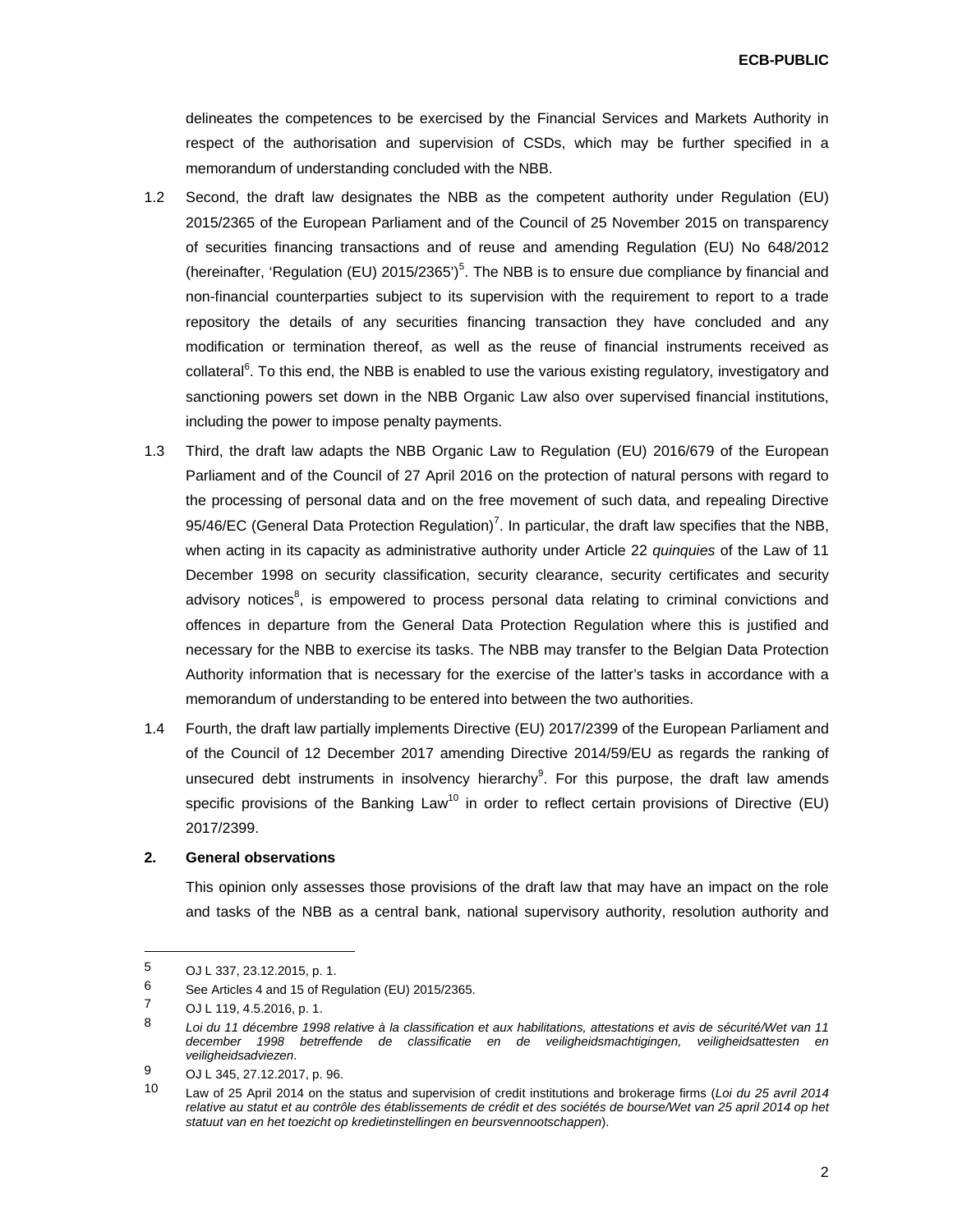delineates the competences to be exercised by the Financial Services and Markets Authority in respect of the authorisation and supervision of CSDs, which may be further specified in a memorandum of understanding concluded with the NBB.

1.2 Second, the draft law designates the NBB as the competent authority under Regulation (EU) 2015/2365 of the European Parliament and of the Council of 25 November 2015 on transparency of securities financing transactions and of reuse and amending Regulation (EU) No 648/2012 (hereinafter, 'Regulation (EU) 2015/2365')[5]. The NBB is to ensure due compliance by financial and non-financial counterparties subject to its supervision with the requirement to report to a trade repository the details of any securities financing transaction they have concluded and any modification or termination thereof, as well as the reuse of financial instruments received as collateral[6]. To this end, the NBB is enabled to use the various existing regulatory, investigatory and sanctioning powers set down in the NBB Organic Law also over supervised financial institutions, including the power to impose penalty payments.

1.3 Third, the draft law adapts the NBB Organic Law to Regulation (EU) 2016/679 of the European Parliament and of the Council of 27 April 2016 on the protection of natural persons with regard to the processing of personal data and on the free movement of such data, and repealing Directive 95/46/EC (General Data Protection Regulation)[7]. In particular, the draft law specifies that the NBB, when acting in its capacity as administrative authority under Article 22 *quinquies* of the Law of 11 December 1998 on security classification, security clearance, security certificates and security advisory notices[8], is empowered to process personal data relating to criminal convictions and offences in departure from the General Data Protection Regulation where this is justified and necessary for the NBB to exercise its tasks. The NBB may transfer to the Belgian Data Protection Authority information that is necessary for the exercise of the latter's tasks in accordance with a memorandum of understanding to be entered into between the two authorities.

1.4 Fourth, the draft law partially implements Directive (EU) 2017/2399 of the European Parliament and of the Council of 12 December 2017 amending Directive 2014/59/EU as regards the ranking of unsecured debt instruments in insolvency hierarchy[9]. For this purpose, the draft law amends specific provisions of the Banking Law[10] in order to reflect certain provisions of Directive (EU) 2017/2399.

## 2. General observations

This opinion only assesses those provisions of the draft law that may have an impact on the role and tasks of the NBB as a central bank, national supervisory authority, resolution authority and

---

5 OJ L 337, 23.12.2015, p. 1.

6 See Articles 4 and 15 of Regulation (EU) 2015/2365.

7 OJ L 119, 4.5.2016, p. 1.

8 *Loi du 11 décembre 1998 relative à la classification et aux habilitations, attestations et avis de sécurité/Wet van 11 december 1998 betreffende de classificatie en de veiligheidsmachtigingen, veiligheidsattesten en veiligheidsadviezen*.

9 OJ L 345, 27.12.2017, p. 96.

10 Law of 25 April 2014 on the status and supervision of credit institutions and brokerage firms (*Loi du 25 avril 2014 relative au statut et au contrôle des établissements de crédit et des sociétés de bourse/Wet van 25 april 2014 op het statuut van en het toezicht op kredietinstellingen en beursvennootschappen*).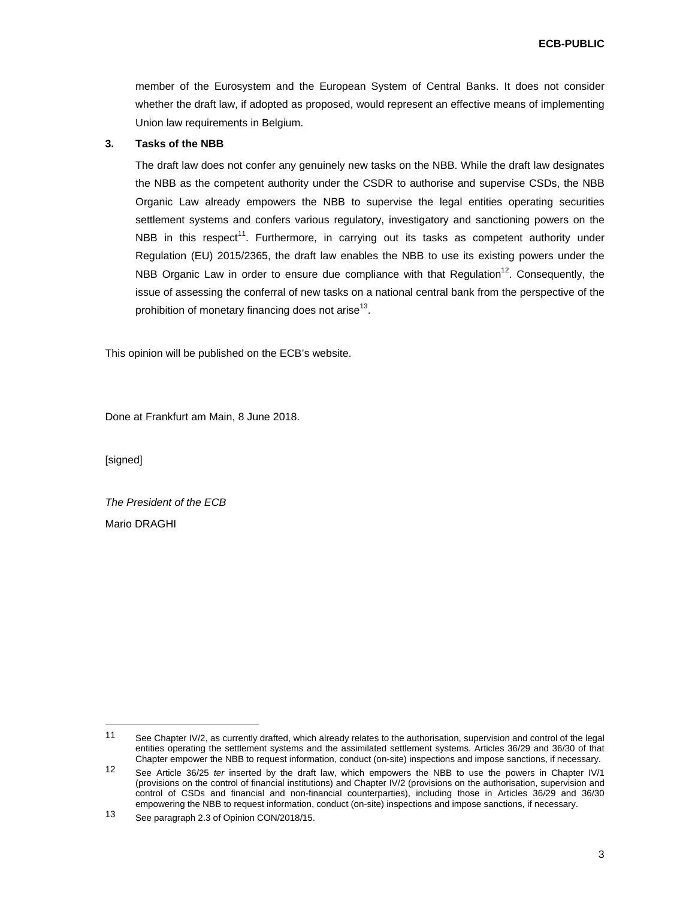member of the Eurosystem and the European System of Central Banks. It does not consider whether the draft law, if adopted as proposed, would represent an effective means of implementing Union law requirements in Belgium.

**3. Tasks of the NBB**

The draft law does not confer any genuinely new tasks on the NBB. While the draft law designates the NBB as the competent authority under the CSDR to authorise and supervise CSDs, the NBB Organic Law already empowers the NBB to supervise the legal entities operating securities settlement systems and confers various regulatory, investigatory and sanctioning powers on the NBB in this respect[11]. Furthermore, in carrying out its tasks as competent authority under Regulation (EU) 2015/2365, the draft law enables the NBB to use its existing powers under the NBB Organic Law in order to ensure due compliance with that Regulation[12]. Consequently, the issue of assessing the conferral of new tasks on a national central bank from the perspective of the prohibition of monetary financing does not arise[13].

This opinion will be published on the ECB's website.

Done at Frankfurt am Main, 8 June 2018.

[signed]

*The President of the ECB*

Mario DRAGHI

---

11 See Chapter IV/2, as currently drafted, which already relates to the authorisation, supervision and control of the legal entities operating the settlement systems and the assimilated settlement systems. Articles 36/29 and 36/30 of that Chapter empower the NBB to request information, conduct (on-site) inspections and impose sanctions, if necessary.

12 See Article 36/25 *ter* inserted by the draft law, which empowers the NBB to use the powers in Chapter IV/1 (provisions on the control of financial institutions) and Chapter IV/2 (provisions on the authorisation, supervision and control of CSDs and financial and non-financial counterparties), including those in Articles 36/29 and 36/30 empowering the NBB to request information, conduct (on-site) inspections and impose sanctions, if necessary.

13 See paragraph 2.3 of Opinion CON/2018/15.